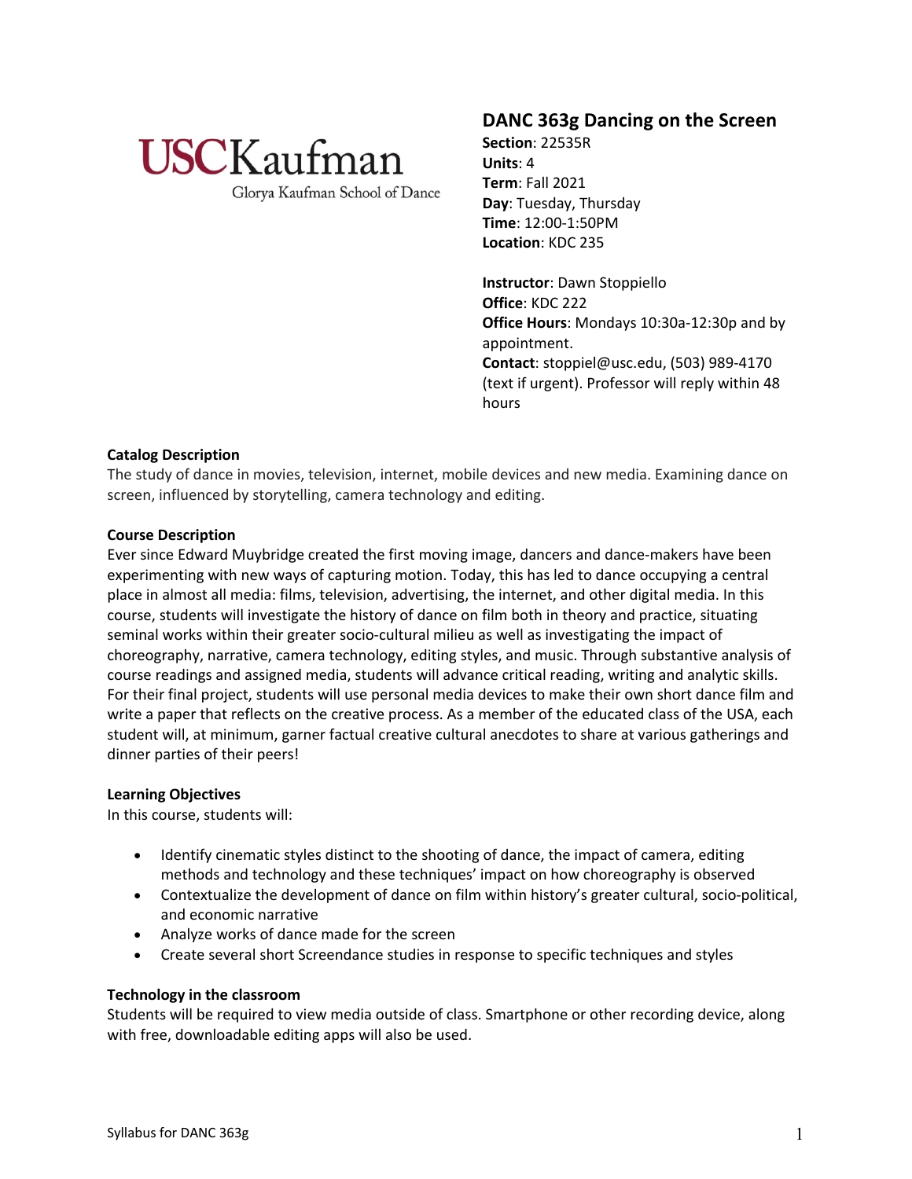USCKaufman

Glorya Kaufman School of Dance

# DANC 363g Dancing on the Screen

**Section**: 22535R
**Units**: 4
**Term**: Fall 2021
**Day**: Tuesday, Thursday
**Time**: 12:00-1:50PM
**Location**: KDC 235

**Instructor**: Dawn Stoppiello
**Office**: KDC 222
**Office Hours**: Mondays 10:30a-12:30p and by appointment.
**Contact**: stoppiel@usc.edu, (503) 989-4170 (text if urgent). Professor will reply within 48 hours

**Catalog Description**

The study of dance in movies, television, internet, mobile devices and new media. Examining dance on screen, influenced by storytelling, camera technology and editing.

**Course Description**

Ever since Edward Muybridge created the first moving image, dancers and dance-makers have been experimenting with new ways of capturing motion. Today, this has led to dance occupying a central place in almost all media: films, television, advertising, the internet, and other digital media. In this course, students will investigate the history of dance on film both in theory and practice, situating seminal works within their greater socio-cultural milieu as well as investigating the impact of choreography, narrative, camera technology, editing styles, and music. Through substantive analysis of course readings and assigned media, students will advance critical reading, writing and analytic skills. For their final project, students will use personal media devices to make their own short dance film and write a paper that reflects on the creative process. As a member of the educated class of the USA, each student will, at minimum, garner factual creative cultural anecdotes to share at various gatherings and dinner parties of their peers!

**Learning Objectives**

In this course, students will:

- Identify cinematic styles distinct to the shooting of dance, the impact of camera, editing methods and technology and these techniques' impact on how choreography is observed
- Contextualize the development of dance on film within history's greater cultural, socio-political, and economic narrative
- Analyze works of dance made for the screen
- Create several short Screendance studies in response to specific techniques and styles

**Technology in the classroom**

Students will be required to view media outside of class. Smartphone or other recording device, along with free, downloadable editing apps will also be used.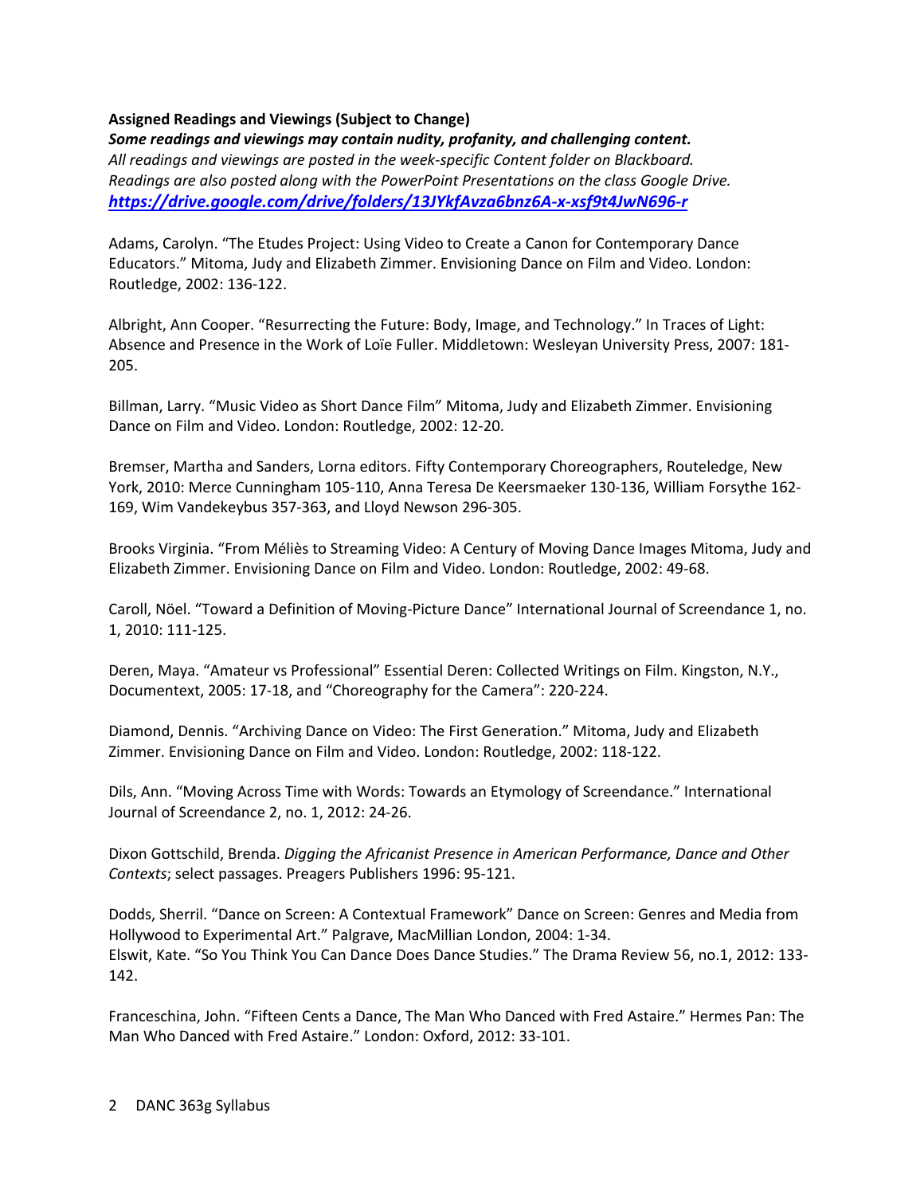**Assigned Readings and Viewings (Subject to Change)**

***Some readings and viewings may contain nudity, profanity, and challenging content.***

*All readings and viewings are posted in the week-specific Content folder on Blackboard.*
*Readings are also posted along with the PowerPoint Presentations on the class Google Drive.*
***https://drive.google.com/drive/folders/13JYkfAvza6bnz6A-x-xsf9t4JwN696-r***

Adams, Carolyn. "The Etudes Project: Using Video to Create a Canon for Contemporary Dance Educators." Mitoma, Judy and Elizabeth Zimmer. Envisioning Dance on Film and Video. London: Routledge, 2002: 136-122.

Albright, Ann Cooper. "Resurrecting the Future: Body, Image, and Technology." In Traces of Light: Absence and Presence in the Work of Loïe Fuller. Middletown: Wesleyan University Press, 2007: 181-205.

Billman, Larry. "Music Video as Short Dance Film" Mitoma, Judy and Elizabeth Zimmer. Envisioning Dance on Film and Video. London: Routledge, 2002: 12-20.

Bremser, Martha and Sanders, Lorna editors. Fifty Contemporary Choreographers, Routeledge, New York, 2010: Merce Cunningham 105-110, Anna Teresa De Keersmaeker 130-136, William Forsythe 162-169, Wim Vandekeybus 357-363, and Lloyd Newson 296-305.

Brooks Virginia. "From Méliès to Streaming Video: A Century of Moving Dance Images Mitoma, Judy and Elizabeth Zimmer. Envisioning Dance on Film and Video. London: Routledge, 2002: 49-68.

Caroll, Nöel. "Toward a Definition of Moving-Picture Dance" International Journal of Screendance 1, no. 1, 2010: 111-125.

Deren, Maya. "Amateur vs Professional" Essential Deren: Collected Writings on Film. Kingston, N.Y., Documentext, 2005: 17-18, and "Choreography for the Camera": 220-224.

Diamond, Dennis. "Archiving Dance on Video: The First Generation." Mitoma, Judy and Elizabeth Zimmer. Envisioning Dance on Film and Video. London: Routledge, 2002: 118-122.

Dils, Ann. "Moving Across Time with Words: Towards an Etymology of Screendance." International Journal of Screendance 2, no. 1, 2012: 24-26.

Dixon Gottschild, Brenda. *Digging the Africanist Presence in American Performance, Dance and Other Contexts*; select passages. Preagers Publishers 1996: 95-121.

Dodds, Sherril. "Dance on Screen: A Contextual Framework" Dance on Screen: Genres and Media from Hollywood to Experimental Art." Palgrave, MacMillian London, 2004: 1-34.
Elswit, Kate. "So You Think You Can Dance Does Dance Studies." The Drama Review 56, no.1, 2012: 133-142.

Franceschina, John. "Fifteen Cents a Dance, The Man Who Danced with Fred Astaire." Hermes Pan: The Man Who Danced with Fred Astaire." London: Oxford, 2012: 33-101.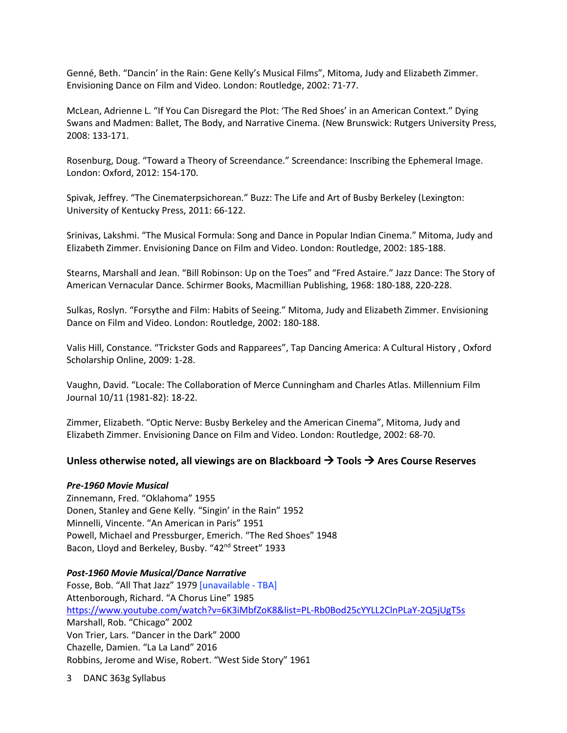Genné, Beth. “Dancin’ in the Rain: Gene Kelly’s Musical Films”, Mitoma, Judy and Elizabeth Zimmer. Envisioning Dance on Film and Video. London: Routledge, 2002: 71-77.

McLean, Adrienne L. “If You Can Disregard the Plot: ‘The Red Shoes’ in an American Context.” Dying Swans and Madmen: Ballet, The Body, and Narrative Cinema. (New Brunswick: Rutgers University Press, 2008: 133-171.

Rosenburg, Doug. “Toward a Theory of Screendance.” Screendance: Inscribing the Ephemeral Image. London: Oxford, 2012: 154-170.

Spivak, Jeffrey. “The Cinematerpsichorean.” Buzz: The Life and Art of Busby Berkeley (Lexington: University of Kentucky Press, 2011: 66-122.

Srinivas, Lakshmi. “The Musical Formula: Song and Dance in Popular Indian Cinema.” Mitoma, Judy and Elizabeth Zimmer. Envisioning Dance on Film and Video. London: Routledge, 2002: 185-188.

Stearns, Marshall and Jean. “Bill Robinson: Up on the Toes” and “Fred Astaire.” Jazz Dance: The Story of American Vernacular Dance. Schirmer Books, Macmillian Publishing, 1968: 180-188, 220-228.

Sulkas, Roslyn. “Forsythe and Film: Habits of Seeing.” Mitoma, Judy and Elizabeth Zimmer. Envisioning Dance on Film and Video. London: Routledge, 2002: 180-188.

Valis Hill, Constance. “Trickster Gods and Rapparees”, Tap Dancing America: A Cultural History , Oxford Scholarship Online, 2009: 1-28.

Vaughn, David. “Locale: The Collaboration of Merce Cunningham and Charles Atlas. Millennium Film Journal 10/11 (1981-82): 18-22.

Zimmer, Elizabeth. “Optic Nerve: Busby Berkeley and the American Cinema”, Mitoma, Judy and Elizabeth Zimmer. Envisioning Dance on Film and Video. London: Routledge, 2002: 68-70.

### Unless otherwise noted, all viewings are on Blackboard → Tools → Ares Course Reserves

***Pre-1960 Movie Musical***
Zinnemann, Fred. “Oklahoma” 1955
Donen, Stanley and Gene Kelly. “Singin’ in the Rain” 1952
Minnelli, Vincente. “An American in Paris” 1951
Powell, Michael and Pressburger, Emerich. “The Red Shoes” 1948
Bacon, Lloyd and Berkeley, Busby. “42nd Street” 1933

***Post-1960 Movie Musical/Dance Narrative***
Fosse, Bob. “All That Jazz” 1979 [unavailable - TBA]
Attenborough, Richard. “A Chorus Line” 1985
https://www.youtube.com/watch?v=6K3iMbfZoK8&list=PL-Rb0Bod25cYYLL2ClnPLaY-2Q5jUgT5s
Marshall, Rob. “Chicago” 2002
Von Trier, Lars. “Dancer in the Dark” 2000
Chazelle, Damien. “La La Land” 2016
Robbins, Jerome and Wise, Robert. “West Side Story” 1961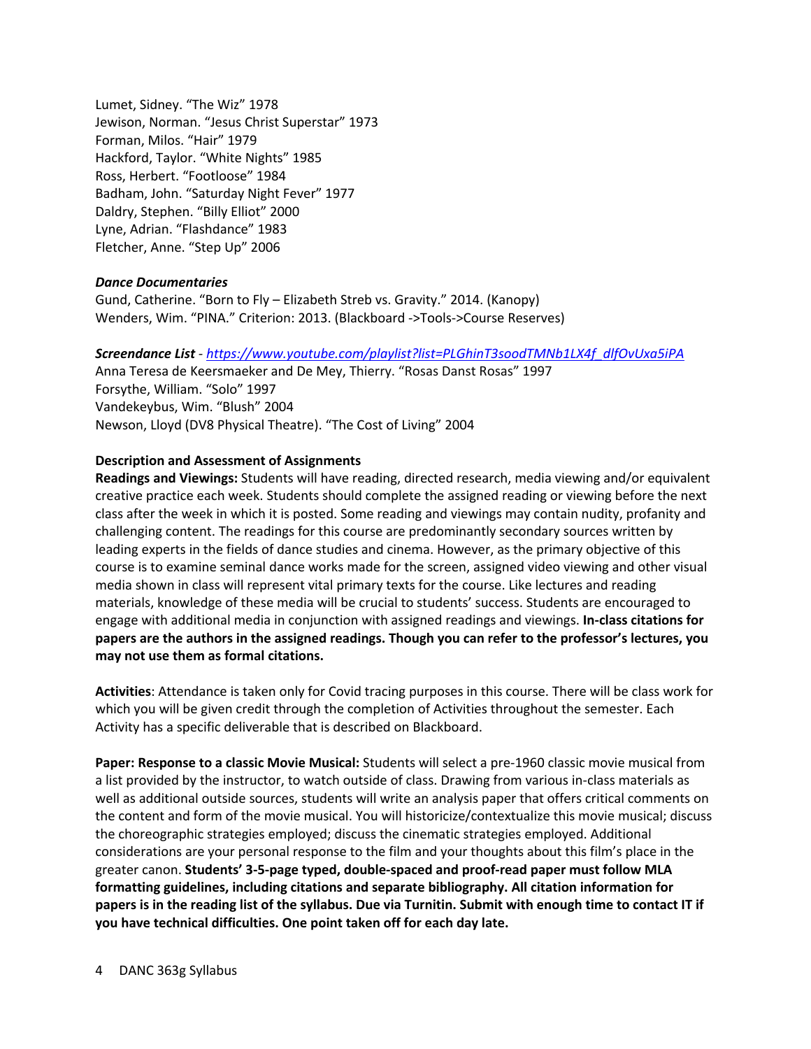Lumet, Sidney. "The Wiz" 1978
Jewison, Norman. "Jesus Christ Superstar" 1973
Forman, Milos. "Hair" 1979
Hackford, Taylor. "White Nights" 1985
Ross, Herbert. "Footloose" 1984
Badham, John. "Saturday Night Fever" 1977
Daldry, Stephen. "Billy Elliot" 2000
Lyne, Adrian. "Flashdance" 1983
Fletcher, Anne. "Step Up" 2006

***Dance Documentaries***
Gund, Catherine. "Born to Fly – Elizabeth Streb vs. Gravity." 2014. (Kanopy)
Wenders, Wim. "PINA." Criterion: 2013. (Blackboard ->Tools->Course Reserves)

***Screendance List*** - *https://www.youtube.com/playlist?list=PLGhinT3soodTMNb1LX4f_dlfOvUxa5iPA*
Anna Teresa de Keersmaeker and De Mey, Thierry. "Rosas Danst Rosas" 1997
Forsythe, William. "Solo" 1997
Vandekeybus, Wim. "Blush" 2004
Newson, Lloyd (DV8 Physical Theatre). "The Cost of Living" 2004

**Description and Assessment of Assignments**

**Readings and Viewings:** Students will have reading, directed research, media viewing and/or equivalent creative practice each week. Students should complete the assigned reading or viewing before the next class after the week in which it is posted. Some reading and viewings may contain nudity, profanity and challenging content. The readings for this course are predominantly secondary sources written by leading experts in the fields of dance studies and cinema. However, as the primary objective of this course is to examine seminal dance works made for the screen, assigned video viewing and other visual media shown in class will represent vital primary texts for the course. Like lectures and reading materials, knowledge of these media will be crucial to students' success. Students are encouraged to engage with additional media in conjunction with assigned readings and viewings. **In-class citations for papers are the authors in the assigned readings. Though you can refer to the professor's lectures, you may not use them as formal citations.**

**Activities**: Attendance is taken only for Covid tracing purposes in this course. There will be class work for which you will be given credit through the completion of Activities throughout the semester. Each Activity has a specific deliverable that is described on Blackboard.

**Paper: Response to a classic Movie Musical:** Students will select a pre-1960 classic movie musical from a list provided by the instructor, to watch outside of class. Drawing from various in-class materials as well as additional outside sources, students will write an analysis paper that offers critical comments on the content and form of the movie musical. You will historicize/contextualize this movie musical; discuss the choreographic strategies employed; discuss the cinematic strategies employed. Additional considerations are your personal response to the film and your thoughts about this film's place in the greater canon. **Students' 3-5-page typed, double-spaced and proof-read paper must follow MLA formatting guidelines, including citations and separate bibliography. All citation information for papers is in the reading list of the syllabus. Due via Turnitin. Submit with enough time to contact IT if you have technical difficulties. One point taken off for each day late.**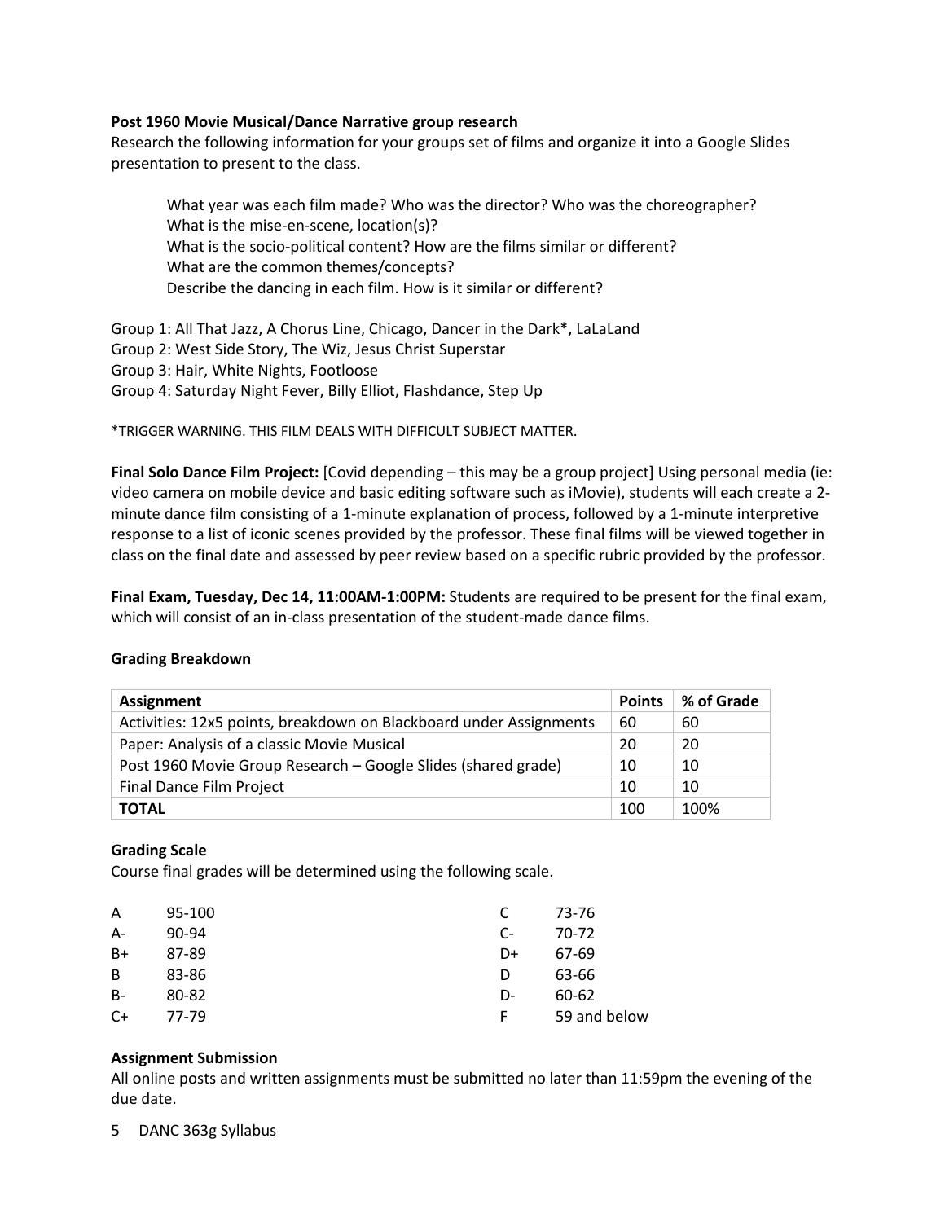**Post 1960 Movie Musical/Dance Narrative group research**
Research the following information for your groups set of films and organize it into a Google Slides presentation to present to the class.

> What year was each film made? Who was the director? Who was the choreographer?
> What is the mise-en-scene, location(s)?
> What is the socio-political content? How are the films similar or different?
> What are the common themes/concepts?
> Describe the dancing in each film. How is it similar or different?

Group 1: All That Jazz, A Chorus Line, Chicago, Dancer in the Dark*, LaLaLand
Group 2: West Side Story, The Wiz, Jesus Christ Superstar
Group 3: Hair, White Nights, Footloose
Group 4: Saturday Night Fever, Billy Elliot, Flashdance, Step Up

*TRIGGER WARNING. THIS FILM DEALS WITH DIFFICULT SUBJECT MATTER.

**Final Solo Dance Film Project:** [Covid depending – this may be a group project] Using personal media (ie: video camera on mobile device and basic editing software such as iMovie), students will each create a 2-minute dance film consisting of a 1-minute explanation of process, followed by a 1-minute interpretive response to a list of iconic scenes provided by the professor. These final films will be viewed together in class on the final date and assessed by peer review based on a specific rubric provided by the professor.

**Final Exam, Tuesday, Dec 14, 11:00AM-1:00PM:** Students are required to be present for the final exam, which will consist of an in-class presentation of the student-made dance films.

**Grading Breakdown**

| Assignment | Points | % of Grade |
|---|---|---|
| Activities: 12x5 points, breakdown on Blackboard under Assignments | 60 | 60 |
| Paper: Analysis of a classic Movie Musical | 20 | 20 |
| Post 1960 Movie Group Research – Google Slides (shared grade) | 10 | 10 |
| Final Dance Film Project | 10 | 10 |
| **TOTAL** | 100 | 100% |

**Grading Scale**
Course final grades will be determined using the following scale.

| Grade | Range |
|---|---|
| A | 95-100 |
| A- | 90-94 |
| B+ | 87-89 |
| B | 83-86 |
| B- | 80-82 |
| C+ | 77-79 |
| C | 73-76 |
| C- | 70-72 |
| D+ | 67-69 |
| D | 63-66 |
| D- | 60-62 |
| F | 59 and below |

**Assignment Submission**
All online posts and written assignments must be submitted no later than 11:59pm the evening of the due date.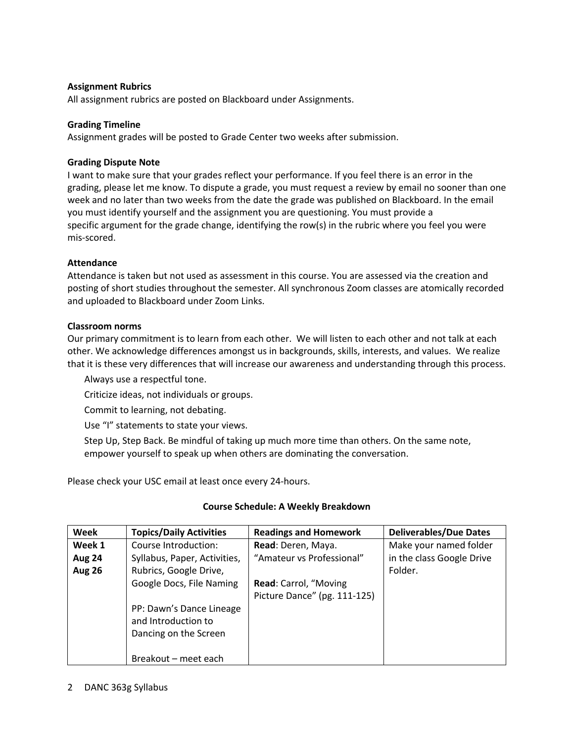**Assignment Rubrics**
All assignment rubrics are posted on Blackboard under Assignments.

**Grading Timeline**
Assignment grades will be posted to Grade Center two weeks after submission.

**Grading Dispute Note**
I want to make sure that your grades reflect your performance. If you feel there is an error in the grading, please let me know. To dispute a grade, you must request a review by email no sooner than one week and no later than two weeks from the date the grade was published on Blackboard. In the email you must identify yourself and the assignment you are questioning. You must provide a specific argument for the grade change, identifying the row(s) in the rubric where you feel you were mis-scored.

**Attendance**
Attendance is taken but not used as assessment in this course. You are assessed via the creation and posting of short studies throughout the semester. All synchronous Zoom classes are atomically recorded and uploaded to Blackboard under Zoom Links.

**Classroom norms**
Our primary commitment is to learn from each other. We will listen to each other and not talk at each other. We acknowledge differences amongst us in backgrounds, skills, interests, and values. We realize that it is these very differences that will increase our awareness and understanding through this process.

- Always use a respectful tone.
- Criticize ideas, not individuals or groups.
- Commit to learning, not debating.
- Use "I" statements to state your views.
- Step Up, Step Back. Be mindful of taking up much more time than others. On the same note, empower yourself to speak up when others are dominating the conversation.

Please check your USC email at least once every 24-hours.

**Course Schedule: A Weekly Breakdown**

| Week | Topics/Daily Activities | Readings and Homework | Deliverables/Due Dates |
|---|---|---|---|
| **Week 1** **Aug 24** **Aug 26** | Course Introduction: Syllabus, Paper, Activities, Rubrics, Google Drive, Google Docs, File Naming<br><br>PP: Dawn's Dance Lineage and Introduction to Dancing on the Screen<br><br>Breakout – meet each | **Read**: Deren, Maya. "Amateur vs Professional"<br><br>**Read**: Carrol, "Moving Picture Dance" (pg. 111-125) | Make your named folder in the class Google Drive Folder. |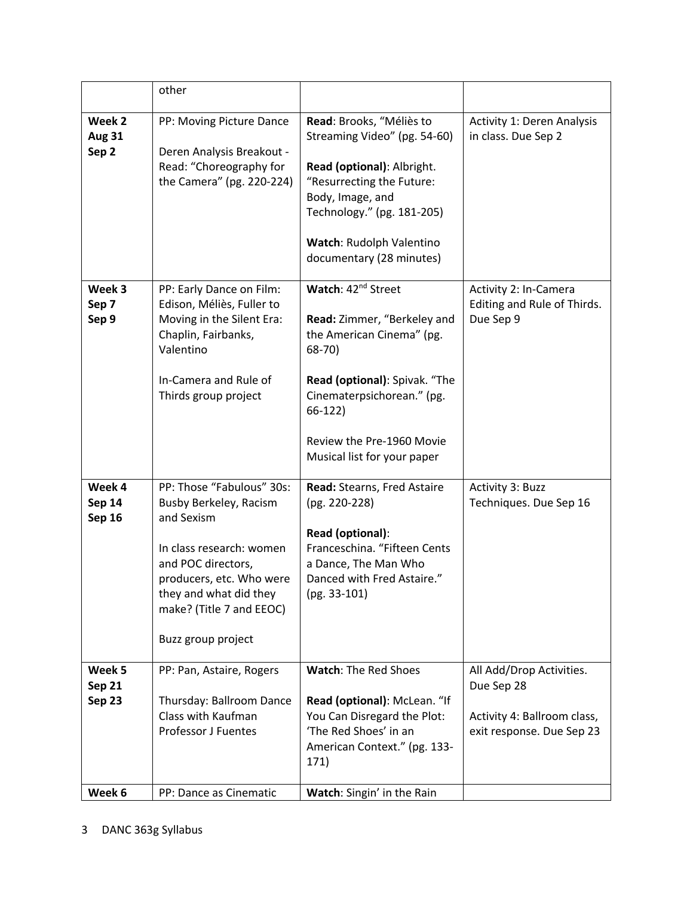| | other | | |
|---|---|---|---|
| **Week 2 Aug 31 Sep 2** | PP: Moving Picture Dance<br><br>Deren Analysis Breakout - Read: "Choreography for the Camera" (pg. 220-224) | **Read**: Brooks, "Méliès to Streaming Video" (pg. 54-60)<br><br>**Read (optional)**: Albright. "Resurrecting the Future: Body, Image, and Technology." (pg. 181-205)<br><br>**Watch**: Rudolph Valentino documentary (28 minutes) | Activity 1: Deren Analysis in class. Due Sep 2 |
| **Week 3 Sep 7 Sep 9** | PP: Early Dance on Film: Edison, Méliès, Fuller to Moving in the Silent Era: Chaplin, Fairbanks, Valentino<br><br>In-Camera and Rule of Thirds group project | **Watch**: 42nd Street<br><br>**Read:** Zimmer, "Berkeley and the American Cinema" (pg. 68-70)<br><br>**Read (optional)**: Spivak. "The Cinematerpsichorean." (pg. 66-122)<br><br>Review the Pre-1960 Movie Musical list for your paper | Activity 2: In-Camera Editing and Rule of Thirds. Due Sep 9 |
| **Week 4 Sep 14 Sep 16** | PP: Those "Fabulous" 30s: Busby Berkeley, Racism and Sexism<br><br>In class research: women and POC directors, producers, etc. Who were they and what did they make? (Title 7 and EEOC)<br><br>Buzz group project | **Read:** Stearns, Fred Astaire (pg. 220-228)<br><br>**Read (optional)**: Franceschina. "Fifteen Cents a Dance, The Man Who Danced with Fred Astaire." (pg. 33-101) | Activity 3: Buzz Techniques. Due Sep 16 |
| **Week 5 Sep 21 Sep 23** | PP: Pan, Astaire, Rogers<br><br>Thursday: Ballroom Dance Class with Kaufman Professor J Fuentes | **Watch**: The Red Shoes<br><br>**Read (optional)**: McLean. "If You Can Disregard the Plot: 'The Red Shoes' in an American Context." (pg. 133-171) | All Add/Drop Activities. Due Sep 28<br><br>Activity 4: Ballroom class, exit response. Due Sep 23 |
| **Week 6** | PP: Dance as Cinematic | **Watch**: Singin' in the Rain | |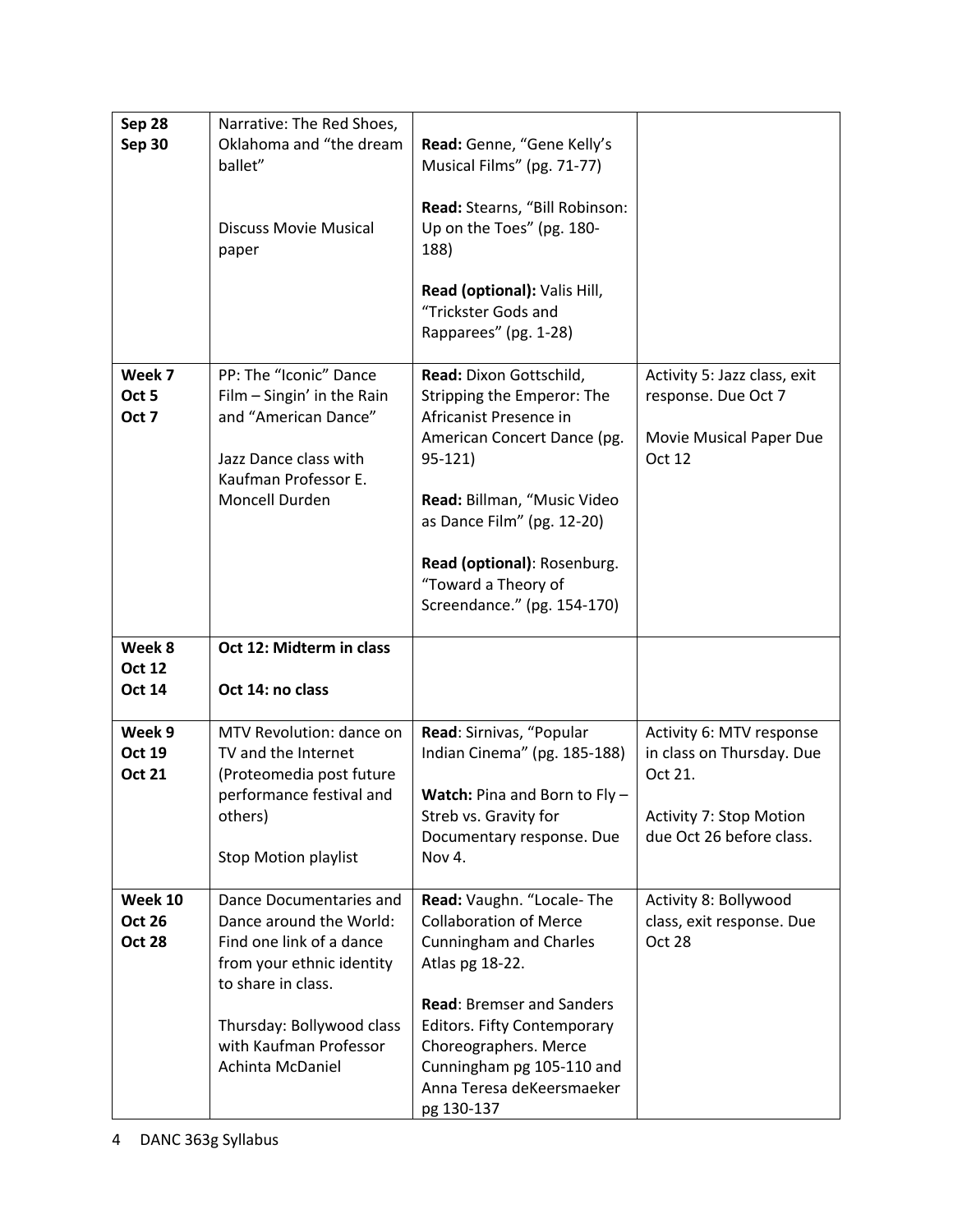| | | | |
|---|---|---|---|
| **Sep 28**<br>**Sep 30** | Narrative: The Red Shoes, Oklahoma and "the dream ballet"<br><br>Discuss Movie Musical paper | **Read:** Genne, "Gene Kelly's Musical Films" (pg. 71-77)<br><br>**Read:** Stearns, "Bill Robinson: Up on the Toes" (pg. 180-188)<br><br>**Read (optional):** Valis Hill, "Trickster Gods and Rapparees" (pg. 1-28) | |
| **Week 7**<br>**Oct 5**<br>**Oct 7** | PP: The "Iconic" Dance Film – Singin' in the Rain and "American Dance"<br><br>Jazz Dance class with Kaufman Professor E. Moncell Durden | **Read:** Dixon Gottschild, Stripping the Emperor: The Africanist Presence in American Concert Dance (pg. 95-121)<br><br>**Read:** Billman, "Music Video as Dance Film" (pg. 12-20)<br><br>**Read (optional)**: Rosenburg. "Toward a Theory of Screendance." (pg. 154-170) | Activity 5: Jazz class, exit response. Due Oct 7<br><br>Movie Musical Paper Due Oct 12 |
| **Week 8**<br>**Oct 12**<br>**Oct 14** | **Oct 12: Midterm in class**<br><br>**Oct 14: no class** | | |
| **Week 9**<br>**Oct 19**<br>**Oct 21** | MTV Revolution: dance on TV and the Internet (Proteomedia post future performance festival and others)<br><br>Stop Motion playlist | **Read**: Sirnivas, "Popular Indian Cinema" (pg. 185-188)<br><br>**Watch:** Pina and Born to Fly – Streb vs. Gravity for Documentary response. Due Nov 4. | Activity 6: MTV response in class on Thursday. Due Oct 21.<br><br>Activity 7: Stop Motion due Oct 26 before class. |
| **Week 10**<br>**Oct 26**<br>**Oct 28** | Dance Documentaries and Dance around the World: Find one link of a dance from your ethnic identity to share in class.<br><br>Thursday: Bollywood class with Kaufman Professor Achinta McDaniel | **Read:** Vaughn. "Locale- The Collaboration of Merce Cunningham and Charles Atlas pg 18-22.<br><br>**Read**: Bremser and Sanders Editors. Fifty Contemporary Choreographers. Merce Cunningham pg 105-110 and Anna Teresa deKeersmaeker pg 130-137 | Activity 8: Bollywood class, exit response. Due Oct 28 |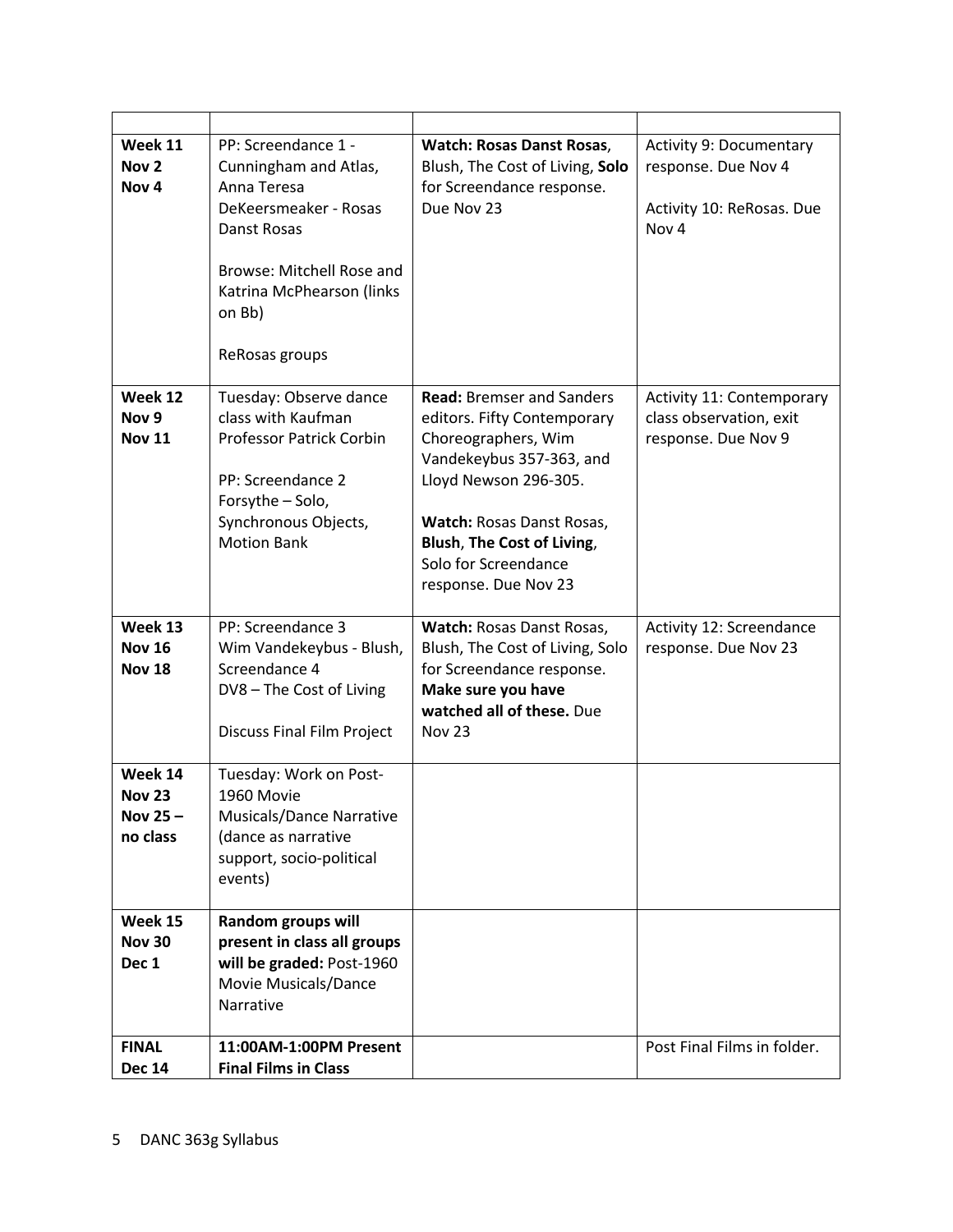| | | | |
|---|---|---|---|
| **Week 11** **Nov 2** **Nov 4** | PP: Screendance 1 - Cunningham and Atlas, Anna Teresa DeKeersmeaker - Rosas Danst Rosas<br><br>Browse: Mitchell Rose and Katrina McPhearson (links on Bb)<br><br>ReRosas groups | **Watch: Rosas Danst Rosas**, Blush, The Cost of Living, **Solo** for Screendance response. Due Nov 23 | Activity 9: Documentary response. Due Nov 4<br><br>Activity 10: ReRosas. Due Nov 4 |
| **Week 12** **Nov 9** **Nov 11** | Tuesday: Observe dance class with Kaufman Professor Patrick Corbin<br><br>PP: Screendance 2 Forsythe – Solo, Synchronous Objects, Motion Bank | **Read:** Bremser and Sanders editors. Fifty Contemporary Choreographers, Wim Vandekeybus 357-363, and Lloyd Newson 296-305.<br><br>**Watch:** Rosas Danst Rosas, **Blush**, **The Cost of Living**, Solo for Screendance response. Due Nov 23 | Activity 11: Contemporary class observation, exit response. Due Nov 9 |
| **Week 13** **Nov 16** **Nov 18** | PP: Screendance 3 Wim Vandekeybus - Blush, Screendance 4 DV8 – The Cost of Living<br><br>Discuss Final Film Project | **Watch:** Rosas Danst Rosas, Blush, The Cost of Living, Solo for Screendance response. **Make sure you have watched all of these.** Due Nov 23 | Activity 12: Screendance response. Due Nov 23 |
| **Week 14** **Nov 23** **Nov 25 – no class** | Tuesday: Work on Post-1960 Movie Musicals/Dance Narrative (dance as narrative support, socio-political events) | | |
| **Week 15** **Nov 30** **Dec 1** | **Random groups will present in class all groups will be graded:** Post-1960 Movie Musicals/Dance Narrative | | |
| **FINAL** **Dec 14** | **11:00AM-1:00PM Present Final Films in Class** | | Post Final Films in folder. |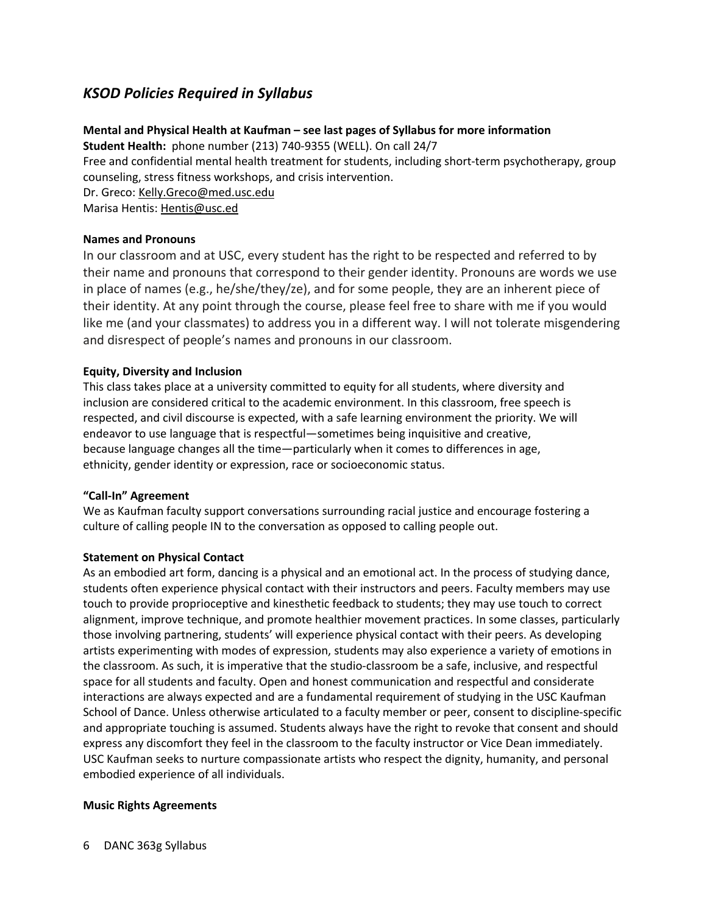## *KSOD Policies Required in Syllabus*

**Mental and Physical Health at Kaufman – see last pages of Syllabus for more information**
**Student Health:** phone number (213) 740-9355 (WELL). On call 24/7
Free and confidential mental health treatment for students, including short-term psychotherapy, group counseling, stress fitness workshops, and crisis intervention.
Dr. Greco: Kelly.Greco@med.usc.edu
Marisa Hentis: Hentis@usc.ed

**Names and Pronouns**

In our classroom and at USC, every student has the right to be respected and referred to by their name and pronouns that correspond to their gender identity. Pronouns are words we use in place of names (e.g., he/she/they/ze), and for some people, they are an inherent piece of their identity. At any point through the course, please feel free to share with me if you would like me (and your classmates) to address you in a different way. I will not tolerate misgendering and disrespect of people's names and pronouns in our classroom.

**Equity, Diversity and Inclusion**

This class takes place at a university committed to equity for all students, where diversity and inclusion are considered critical to the academic environment. In this classroom, free speech is respected, and civil discourse is expected, with a safe learning environment the priority. We will endeavor to use language that is respectful—sometimes being inquisitive and creative, because language changes all the time—particularly when it comes to differences in age, ethnicity, gender identity or expression, race or socioeconomic status.

**"Call-In" Agreement**

We as Kaufman faculty support conversations surrounding racial justice and encourage fostering a culture of calling people IN to the conversation as opposed to calling people out.

**Statement on Physical Contact**

As an embodied art form, dancing is a physical and an emotional act. In the process of studying dance, students often experience physical contact with their instructors and peers. Faculty members may use touch to provide proprioceptive and kinesthetic feedback to students; they may use touch to correct alignment, improve technique, and promote healthier movement practices. In some classes, particularly those involving partnering, students' will experience physical contact with their peers. As developing artists experimenting with modes of expression, students may also experience a variety of emotions in the classroom. As such, it is imperative that the studio-classroom be a safe, inclusive, and respectful space for all students and faculty. Open and honest communication and respectful and considerate interactions are always expected and are a fundamental requirement of studying in the USC Kaufman School of Dance. Unless otherwise articulated to a faculty member or peer, consent to discipline-specific and appropriate touching is assumed. Students always have the right to revoke that consent and should express any discomfort they feel in the classroom to the faculty instructor or Vice Dean immediately. USC Kaufman seeks to nurture compassionate artists who respect the dignity, humanity, and personal embodied experience of all individuals.

**Music Rights Agreements**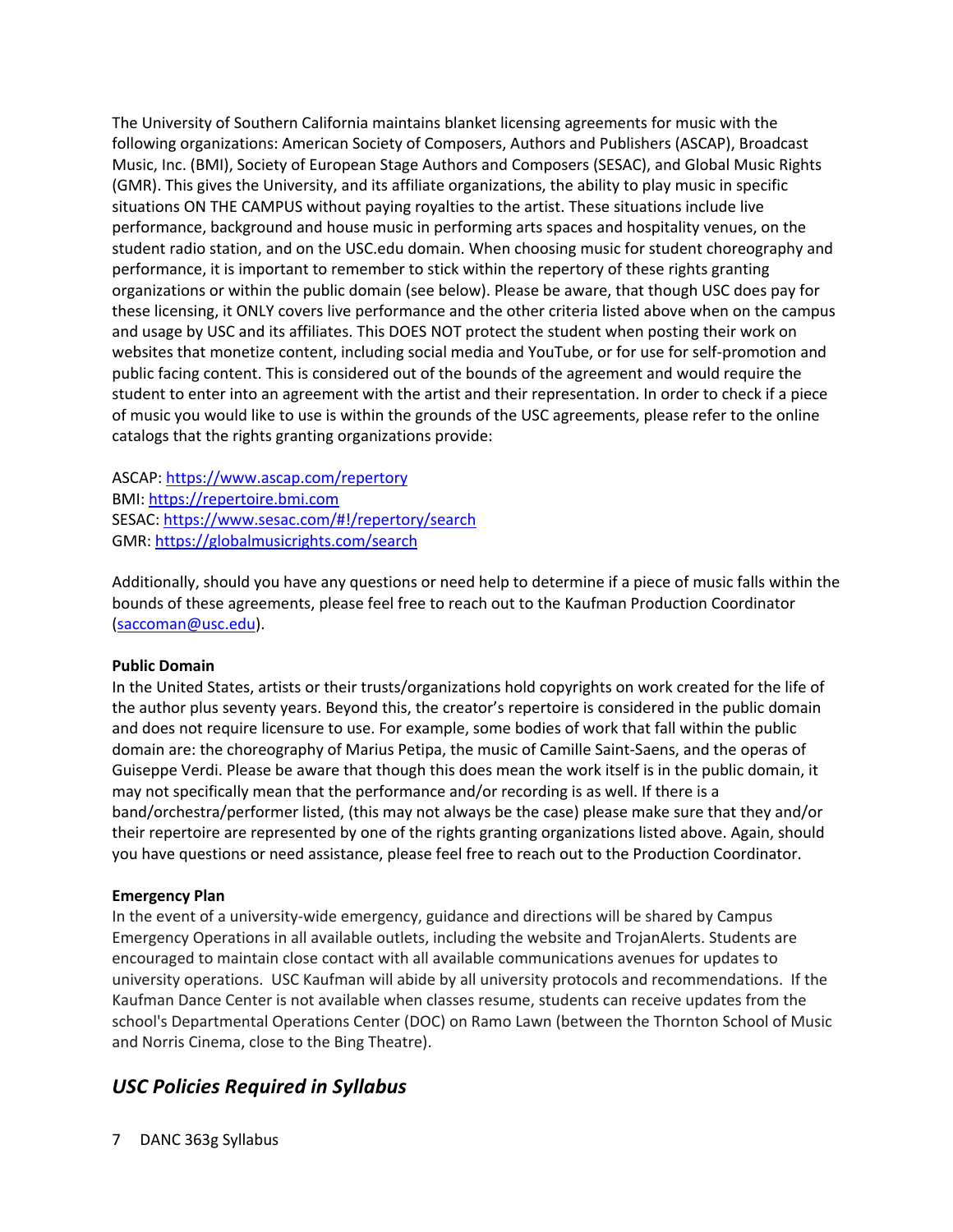The University of Southern California maintains blanket licensing agreements for music with the following organizations: American Society of Composers, Authors and Publishers (ASCAP), Broadcast Music, Inc. (BMI), Society of European Stage Authors and Composers (SESAC), and Global Music Rights (GMR). This gives the University, and its affiliate organizations, the ability to play music in specific situations ON THE CAMPUS without paying royalties to the artist. These situations include live performance, background and house music in performing arts spaces and hospitality venues, on the student radio station, and on the USC.edu domain. When choosing music for student choreography and performance, it is important to remember to stick within the repertory of these rights granting organizations or within the public domain (see below). Please be aware, that though USC does pay for these licensing, it ONLY covers live performance and the other criteria listed above when on the campus and usage by USC and its affiliates. This DOES NOT protect the student when posting their work on websites that monetize content, including social media and YouTube, or for use for self-promotion and public facing content. This is considered out of the bounds of the agreement and would require the student to enter into an agreement with the artist and their representation. In order to check if a piece of music you would like to use is within the grounds of the USC agreements, please refer to the online catalogs that the rights granting organizations provide:

ASCAP: [https://www.ascap.com/repertory](https://www.ascap.com/repertory)
BMI: [https://repertoire.bmi.com](https://repertoire.bmi.com)
SESAC: [https://www.sesac.com/#!/repertory/search](https://www.sesac.com/#!/repertory/search)
GMR: [https://globalmusicrights.com/search](https://globalmusicrights.com/search)

Additionally, should you have any questions or need help to determine if a piece of music falls within the bounds of these agreements, please feel free to reach out to the Kaufman Production Coordinator ([saccoman@usc.edu](mailto:saccoman@usc.edu)).

**Public Domain**
In the United States, artists or their trusts/organizations hold copyrights on work created for the life of the author plus seventy years. Beyond this, the creator's repertoire is considered in the public domain and does not require licensure to use. For example, some bodies of work that fall within the public domain are: the choreography of Marius Petipa, the music of Camille Saint-Saens, and the operas of Guiseppe Verdi. Please be aware that though this does mean the work itself is in the public domain, it may not specifically mean that the performance and/or recording is as well. If there is a band/orchestra/performer listed, (this may not always be the case) please make sure that they and/or their repertoire are represented by one of the rights granting organizations listed above. Again, should you have questions or need assistance, please feel free to reach out to the Production Coordinator.

**Emergency Plan**
In the event of a university-wide emergency, guidance and directions will be shared by Campus Emergency Operations in all available outlets, including the website and TrojanAlerts. Students are encouraged to maintain close contact with all available communications avenues for updates to university operations. USC Kaufman will abide by all university protocols and recommendations. If the Kaufman Dance Center is not available when classes resume, students can receive updates from the school's Departmental Operations Center (DOC) on Ramo Lawn (between the Thornton School of Music and Norris Cinema, close to the Bing Theatre).

## *USC Policies Required in Syllabus*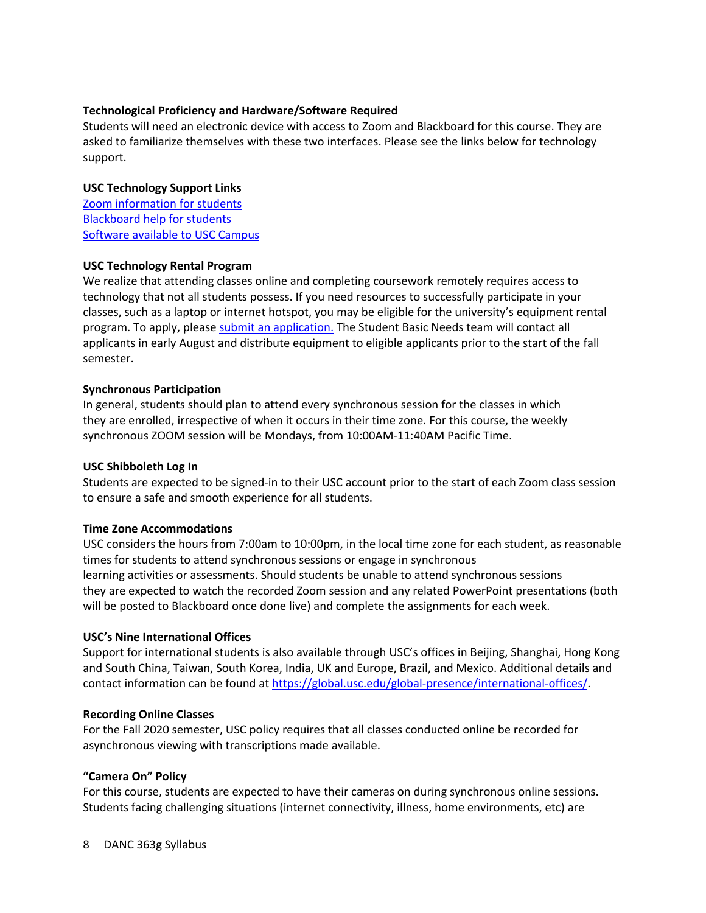**Technological Proficiency and Hardware/Software Required**

Students will need an electronic device with access to Zoom and Blackboard for this course. They are asked to familiarize themselves with these two interfaces. Please see the links below for technology support.

**USC Technology Support Links**

Zoom information for students
Blackboard help for students
Software available to USC Campus

**USC Technology Rental Program**

We realize that attending classes online and completing coursework remotely requires access to technology that not all students possess. If you need resources to successfully participate in your classes, such as a laptop or internet hotspot, you may be eligible for the university's equipment rental program. To apply, please submit an application. The Student Basic Needs team will contact all applicants in early August and distribute equipment to eligible applicants prior to the start of the fall semester.

**Synchronous Participation**

In general, students should plan to attend every synchronous session for the classes in which they are enrolled, irrespective of when it occurs in their time zone. For this course, the weekly synchronous ZOOM session will be Mondays, from 10:00AM-11:40AM Pacific Time.

**USC Shibboleth Log In**

Students are expected to be signed-in to their USC account prior to the start of each Zoom class session to ensure a safe and smooth experience for all students.

**Time Zone Accommodations**

USC considers the hours from 7:00am to 10:00pm, in the local time zone for each student, as reasonable times for students to attend synchronous sessions or engage in synchronous learning activities or assessments. Should students be unable to attend synchronous sessions they are expected to watch the recorded Zoom session and any related PowerPoint presentations (both will be posted to Blackboard once done live) and complete the assignments for each week.

**USC's Nine International Offices**

Support for international students is also available through USC's offices in Beijing, Shanghai, Hong Kong and South China, Taiwan, South Korea, India, UK and Europe, Brazil, and Mexico. Additional details and contact information can be found at https://global.usc.edu/global-presence/international-offices/.

**Recording Online Classes**

For the Fall 2020 semester, USC policy requires that all classes conducted online be recorded for asynchronous viewing with transcriptions made available.

**"Camera On" Policy**

For this course, students are expected to have their cameras on during synchronous online sessions. Students facing challenging situations (internet connectivity, illness, home environments, etc) are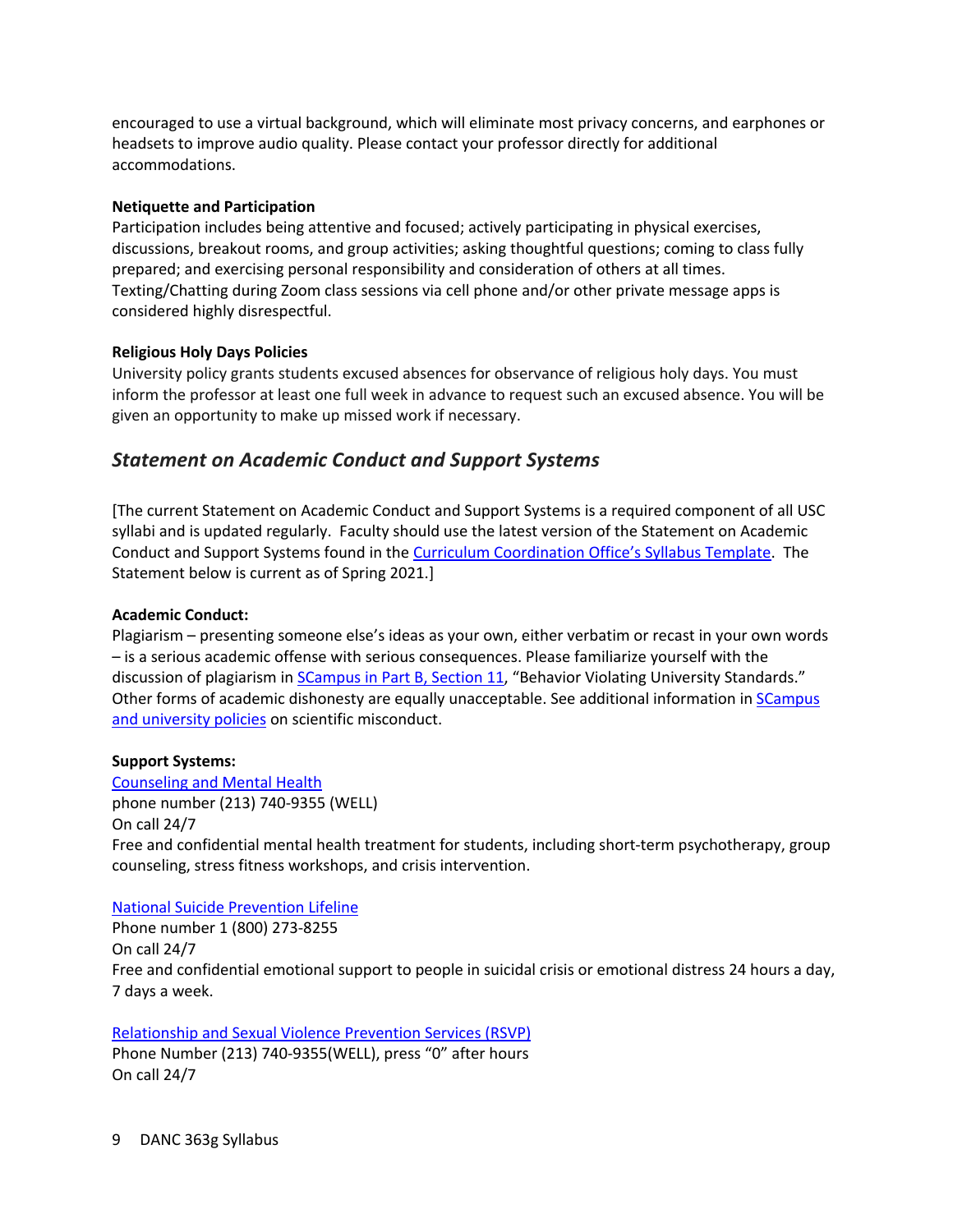encouraged to use a virtual background, which will eliminate most privacy concerns, and earphones or headsets to improve audio quality. Please contact your professor directly for additional accommodations.

**Netiquette and Participation**

Participation includes being attentive and focused; actively participating in physical exercises, discussions, breakout rooms, and group activities; asking thoughtful questions; coming to class fully prepared; and exercising personal responsibility and consideration of others at all times. Texting/Chatting during Zoom class sessions via cell phone and/or other private message apps is considered highly disrespectful.

**Religious Holy Days Policies**

University policy grants students excused absences for observance of religious holy days. You must inform the professor at least one full week in advance to request such an excused absence. You will be given an opportunity to make up missed work if necessary.

## *Statement on Academic Conduct and Support Systems*

[The current Statement on Academic Conduct and Support Systems is a required component of all USC syllabi and is updated regularly. Faculty should use the latest version of the Statement on Academic Conduct and Support Systems found in the Curriculum Coordination Office's Syllabus Template. The Statement below is current as of Spring 2021.]

**Academic Conduct:**

Plagiarism – presenting someone else's ideas as your own, either verbatim or recast in your own words – is a serious academic offense with serious consequences. Please familiarize yourself with the discussion of plagiarism in SCampus in Part B, Section 11, "Behavior Violating University Standards." Other forms of academic dishonesty are equally unacceptable. See additional information in SCampus and university policies on scientific misconduct.

**Support Systems:**

Counseling and Mental Health
phone number (213) 740-9355 (WELL)
On call 24/7
Free and confidential mental health treatment for students, including short-term psychotherapy, group counseling, stress fitness workshops, and crisis intervention.

National Suicide Prevention Lifeline
Phone number 1 (800) 273-8255
On call 24/7
Free and confidential emotional support to people in suicidal crisis or emotional distress 24 hours a day, 7 days a week.

Relationship and Sexual Violence Prevention Services (RSVP)
Phone Number (213) 740-9355(WELL), press "0" after hours
On call 24/7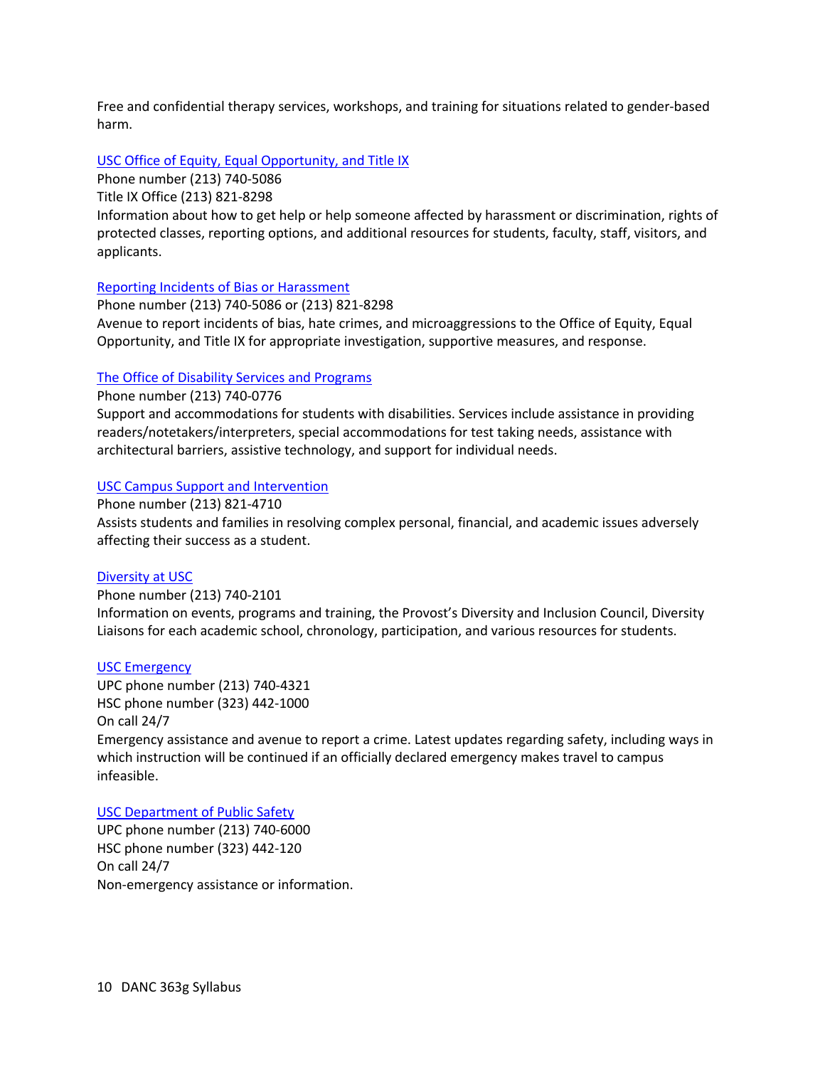Free and confidential therapy services, workshops, and training for situations related to gender-based harm.

[USC Office of Equity, Equal Opportunity, and Title IX](#)
Phone number (213) 740-5086
Title IX Office (213) 821-8298
Information about how to get help or help someone affected by harassment or discrimination, rights of protected classes, reporting options, and additional resources for students, faculty, staff, visitors, and applicants.

[Reporting Incidents of Bias or Harassment](#)
Phone number (213) 740-5086 or (213) 821-8298
Avenue to report incidents of bias, hate crimes, and microaggressions to the Office of Equity, Equal Opportunity, and Title IX for appropriate investigation, supportive measures, and response.

[The Office of Disability Services and Programs](#)
Phone number (213) 740-0776
Support and accommodations for students with disabilities. Services include assistance in providing readers/notetakers/interpreters, special accommodations for test taking needs, assistance with architectural barriers, assistive technology, and support for individual needs.

[USC Campus Support and Intervention](#)
Phone number (213) 821-4710
Assists students and families in resolving complex personal, financial, and academic issues adversely affecting their success as a student.

[Diversity at USC](#)
Phone number (213) 740-2101
Information on events, programs and training, the Provost's Diversity and Inclusion Council, Diversity Liaisons for each academic school, chronology, participation, and various resources for students.

[USC Emergency](#)
UPC phone number (213) 740-4321
HSC phone number (323) 442-1000
On call 24/7
Emergency assistance and avenue to report a crime. Latest updates regarding safety, including ways in which instruction will be continued if an officially declared emergency makes travel to campus infeasible.

[USC Department of Public Safety](#)
UPC phone number (213) 740-6000
HSC phone number (323) 442-120
On call 24/7
Non-emergency assistance or information.